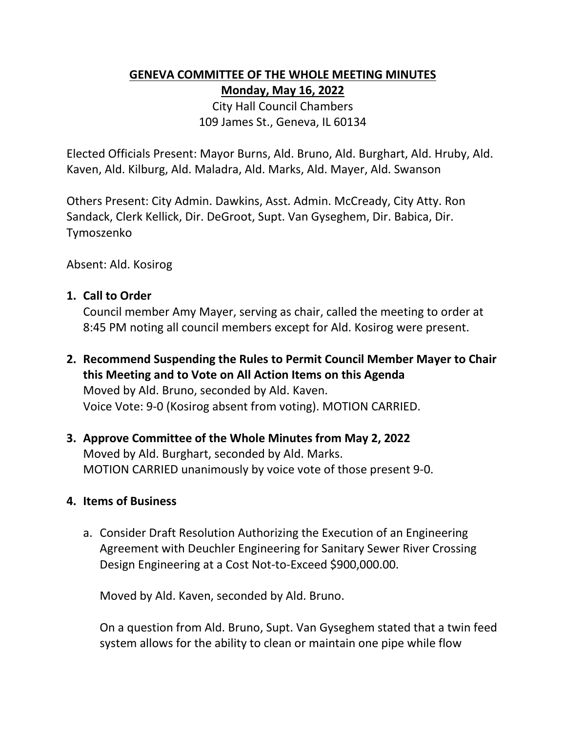# GENEVA COMMITTEE OF THE WHOLE MEETING MINUTES

## Monday, May 16, 2022

City Hall Council Chambers
109 James St., Geneva, IL 60134

Elected Officials Present: Mayor Burns, Ald. Bruno, Ald. Burghart, Ald. Hruby, Ald. Kaven, Ald. Kilburg, Ald. Maladra, Ald. Marks, Ald. Mayer, Ald. Swanson

Others Present: City Admin. Dawkins, Asst. Admin. McCready, City Atty. Ron Sandack, Clerk Kellick, Dir. DeGroot, Supt. Van Gyseghem, Dir. Babica, Dir. Tymoszenko

Absent: Ald. Kosirog

1. **Call to Order**
   Council member Amy Mayer, serving as chair, called the meeting to order at 8:45 PM noting all council members except for Ald. Kosirog were present.

2. **Recommend Suspending the Rules to Permit Council Member Mayer to Chair this Meeting and to Vote on All Action Items on this Agenda**
   Moved by Ald. Bruno, seconded by Ald. Kaven.
   Voice Vote: 9-0 (Kosirog absent from voting). MOTION CARRIED.

3. **Approve Committee of the Whole Minutes from May 2, 2022**
   Moved by Ald. Burghart, seconded by Ald. Marks.
   MOTION CARRIED unanimously by voice vote of those present 9-0.

4. **Items of Business**

   a. Consider Draft Resolution Authorizing the Execution of an Engineering Agreement with Deuchler Engineering for Sanitary Sewer River Crossing Design Engineering at a Cost Not-to-Exceed $900,000.00.

      Moved by Ald. Kaven, seconded by Ald. Bruno.

      On a question from Ald. Bruno, Supt. Van Gyseghem stated that a twin feed system allows for the ability to clean or maintain one pipe while flow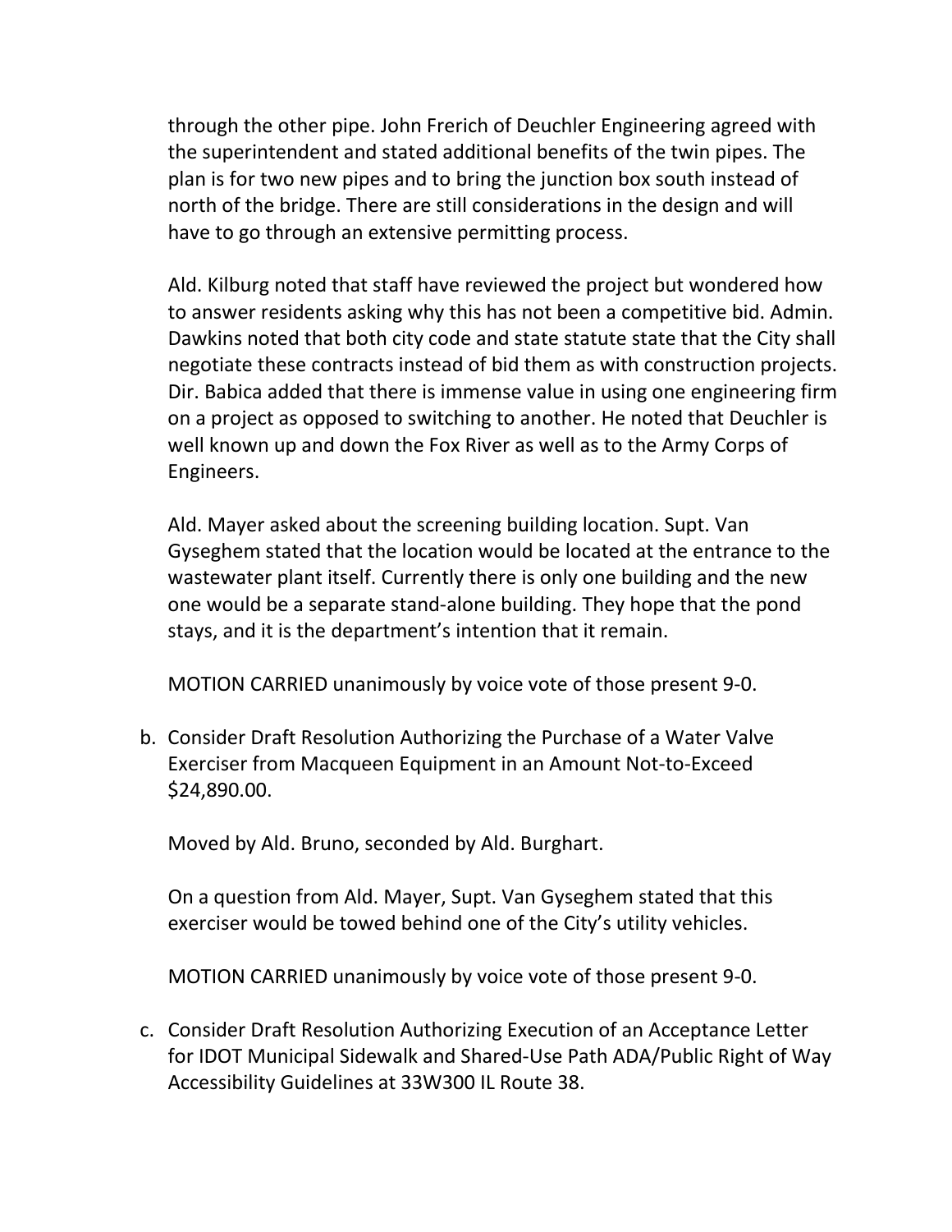through the other pipe. John Frerich of Deuchler Engineering agreed with the superintendent and stated additional benefits of the twin pipes. The plan is for two new pipes and to bring the junction box south instead of north of the bridge. There are still considerations in the design and will have to go through an extensive permitting process.

Ald. Kilburg noted that staff have reviewed the project but wondered how to answer residents asking why this has not been a competitive bid. Admin. Dawkins noted that both city code and state statute state that the City shall negotiate these contracts instead of bid them as with construction projects. Dir. Babica added that there is immense value in using one engineering firm on a project as opposed to switching to another. He noted that Deuchler is well known up and down the Fox River as well as to the Army Corps of Engineers.

Ald. Mayer asked about the screening building location. Supt. Van Gyseghem stated that the location would be located at the entrance to the wastewater plant itself. Currently there is only one building and the new one would be a separate stand-alone building. They hope that the pond stays, and it is the department's intention that it remain.

MOTION CARRIED unanimously by voice vote of those present 9-0.

b. Consider Draft Resolution Authorizing the Purchase of a Water Valve Exerciser from Macqueen Equipment in an Amount Not-to-Exceed $24,890.00.

   Moved by Ald. Bruno, seconded by Ald. Burghart.

   On a question from Ald. Mayer, Supt. Van Gyseghem stated that this exerciser would be towed behind one of the City's utility vehicles.

   MOTION CARRIED unanimously by voice vote of those present 9-0.

c. Consider Draft Resolution Authorizing Execution of an Acceptance Letter for IDOT Municipal Sidewalk and Shared-Use Path ADA/Public Right of Way Accessibility Guidelines at 33W300 IL Route 38.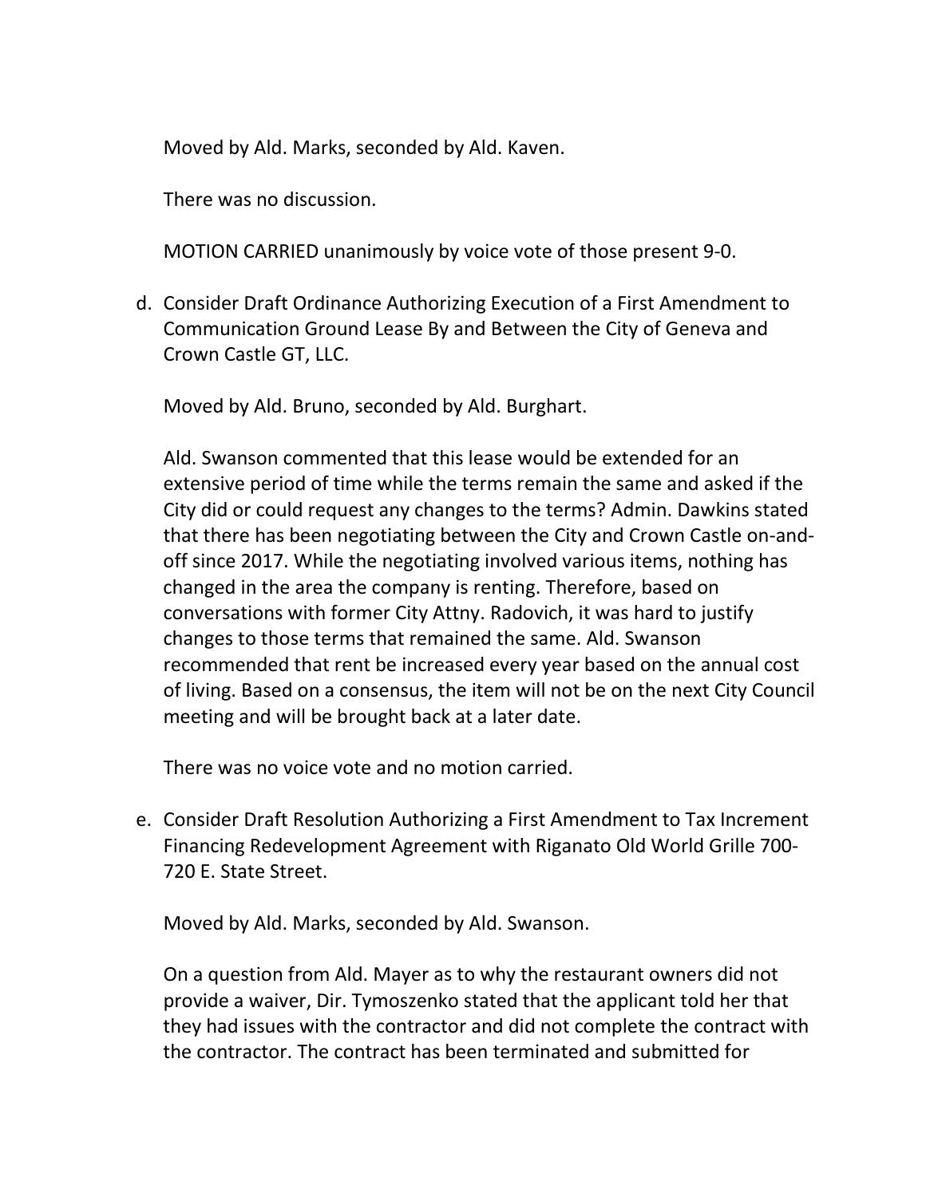Moved by Ald. Marks, seconded by Ald. Kaven.

There was no discussion.

MOTION CARRIED unanimously by voice vote of those present 9-0.

d. Consider Draft Ordinance Authorizing Execution of a First Amendment to Communication Ground Lease By and Between the City of Geneva and Crown Castle GT, LLC.

   Moved by Ald. Bruno, seconded by Ald. Burghart.

   Ald. Swanson commented that this lease would be extended for an extensive period of time while the terms remain the same and asked if the City did or could request any changes to the terms? Admin. Dawkins stated that there has been negotiating between the City and Crown Castle on-and-off since 2017. While the negotiating involved various items, nothing has changed in the area the company is renting. Therefore, based on conversations with former City Attny. Radovich, it was hard to justify changes to those terms that remained the same. Ald. Swanson recommended that rent be increased every year based on the annual cost of living. Based on a consensus, the item will not be on the next City Council meeting and will be brought back at a later date.

   There was no voice vote and no motion carried.

e. Consider Draft Resolution Authorizing a First Amendment to Tax Increment Financing Redevelopment Agreement with Riganato Old World Grille 700-720 E. State Street.

   Moved by Ald. Marks, seconded by Ald. Swanson.

   On a question from Ald. Mayer as to why the restaurant owners did not provide a waiver, Dir. Tymoszenko stated that the applicant told her that they had issues with the contractor and did not complete the contract with the contractor. The contract has been terminated and submitted for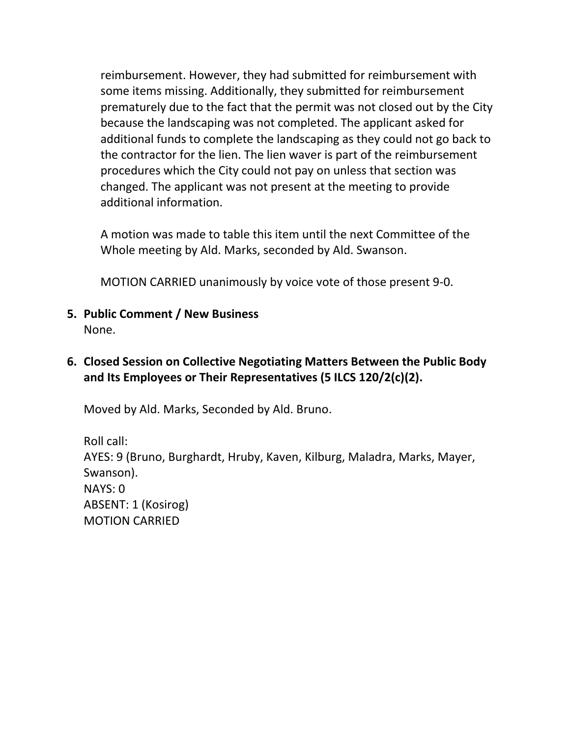reimbursement. However, they had submitted for reimbursement with some items missing. Additionally, they submitted for reimbursement prematurely due to the fact that the permit was not closed out by the City because the landscaping was not completed. The applicant asked for additional funds to complete the landscaping as they could not go back to the contractor for the lien. The lien waver is part of the reimbursement procedures which the City could not pay on unless that section was changed. The applicant was not present at the meeting to provide additional information.

A motion was made to table this item until the next Committee of the Whole meeting by Ald. Marks, seconded by Ald. Swanson.

MOTION CARRIED unanimously by voice vote of those present 9-0.

**5. Public Comment / New Business**

None.

**6. Closed Session on Collective Negotiating Matters Between the Public Body and Its Employees or Their Representatives (5 ILCS 120/2(c)(2).**

Moved by Ald. Marks, Seconded by Ald. Bruno.

Roll call:
AYES: 9 (Bruno, Burghardt, Hruby, Kaven, Kilburg, Maladra, Marks, Mayer, Swanson).
NAYS: 0
ABSENT: 1 (Kosirog)
MOTION CARRIED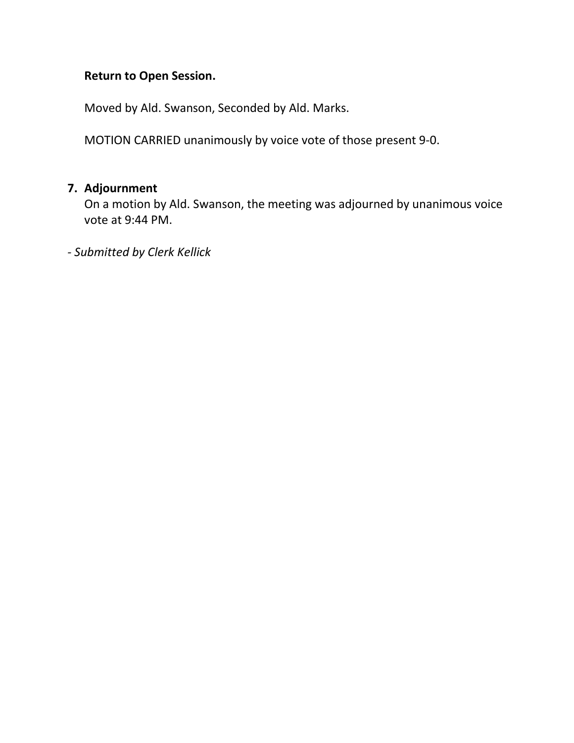**Return to Open Session.**

Moved by Ald. Swanson, Seconded by Ald. Marks.

MOTION CARRIED unanimously by voice vote of those present 9-0.

7. **Adjournment**
   On a motion by Ald. Swanson, the meeting was adjourned by unanimous voice vote at 9:44 PM.

- *Submitted by Clerk Kellick*